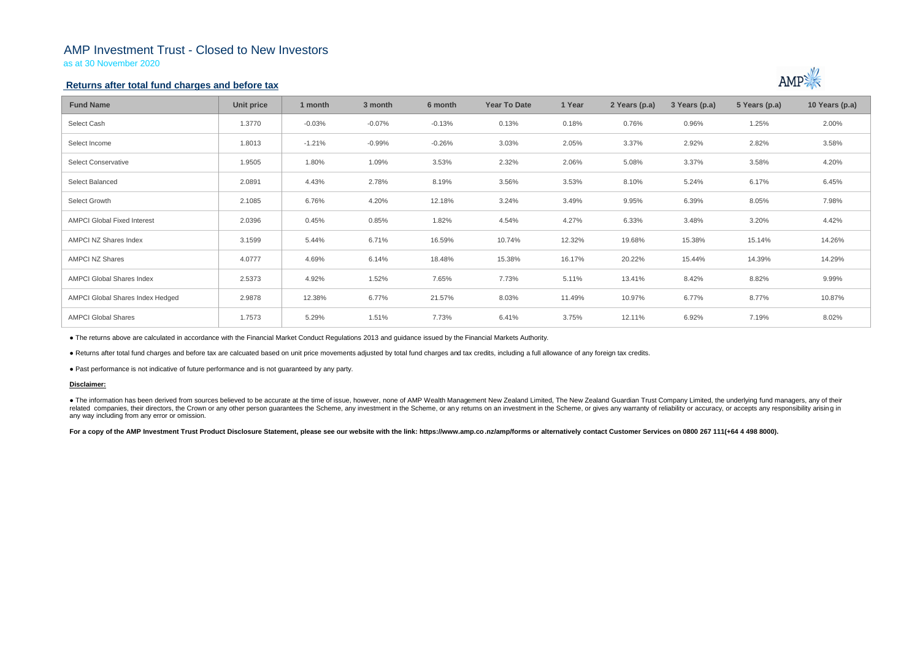# AMP Investment Trust - Closed to New Investors

as at 30 November 2020

## Returns after total fund charges and before tax

| Fund Name | Unit price | 1 month | 3 month | 6 month | Year To Date | 1 Year | 2 Years (p.a) | 3 Years (p.a) | 5 Years (p.a) | 10 Years (p.a) |
|---|---|---|---|---|---|---|---|---|---|---|
| Select Cash | 1.3770 | -0.03% | -0.07% | -0.13% | 0.13% | 0.18% | 0.76% | 0.96% | 1.25% | 2.00% |
| Select Income | 1.8013 | -1.21% | -0.99% | -0.26% | 3.03% | 2.05% | 3.37% | 2.92% | 2.82% | 3.58% |
| Select Conservative | 1.9505 | 1.80% | 1.09% | 3.53% | 2.32% | 2.06% | 5.08% | 3.37% | 3.58% | 4.20% |
| Select Balanced | 2.0891 | 4.43% | 2.78% | 8.19% | 3.56% | 3.53% | 8.10% | 5.24% | 6.17% | 6.45% |
| Select Growth | 2.1085 | 6.76% | 4.20% | 12.18% | 3.24% | 3.49% | 9.95% | 6.39% | 8.05% | 7.98% |
| AMPCI Global Fixed Interest | 2.0396 | 0.45% | 0.85% | 1.82% | 4.54% | 4.27% | 6.33% | 3.48% | 3.20% | 4.42% |
| AMPCI NZ Shares Index | 3.1599 | 5.44% | 6.71% | 16.59% | 10.74% | 12.32% | 19.68% | 15.38% | 15.14% | 14.26% |
| AMPCI NZ Shares | 4.0777 | 4.69% | 6.14% | 18.48% | 15.38% | 16.17% | 20.22% | 15.44% | 14.39% | 14.29% |
| AMPCI Global Shares Index | 2.5373 | 4.92% | 1.52% | 7.65% | 7.73% | 5.11% | 13.41% | 8.42% | 8.82% | 9.99% |
| AMPCI Global Shares Index Hedged | 2.9878 | 12.38% | 6.77% | 21.57% | 8.03% | 11.49% | 10.97% | 6.77% | 8.77% | 10.87% |
| AMPCI Global Shares | 1.7573 | 5.29% | 1.51% | 7.73% | 6.41% | 3.75% | 12.11% | 6.92% | 7.19% | 8.02% |

- The returns above are calculated in accordance with the Financial Market Conduct Regulations 2013 and guidance issued by the Financial Markets Authority.
- Returns after total fund charges and before tax are calcuated based on unit price movements adjusted by total fund charges and tax credits, including a full allowance of any foreign tax credits.
- Past performance is not indicative of future performance and is not guaranteed by any party.

**Disclaimer:**

- The information has been derived from sources believed to be accurate at the time of issue, however, none of AMP Wealth Management New Zealand Limited, The New Zealand Guardian Trust Company Limited, the underlying fund managers, any of their related companies, their directors, the Crown or any other person guarantees the Scheme, any investment in the Scheme, or any returns on an investment in the Scheme, or gives any warranty of reliability or accuracy, or accepts any responsibility arising in any way including from any error or omission.

**For a copy of the AMP Investment Trust Product Disclosure Statement, please see our website with the link: https://www.amp.co.nz/amp/forms or alternatively contact Customer Services on 0800 267 111(+64 4 498 8000).**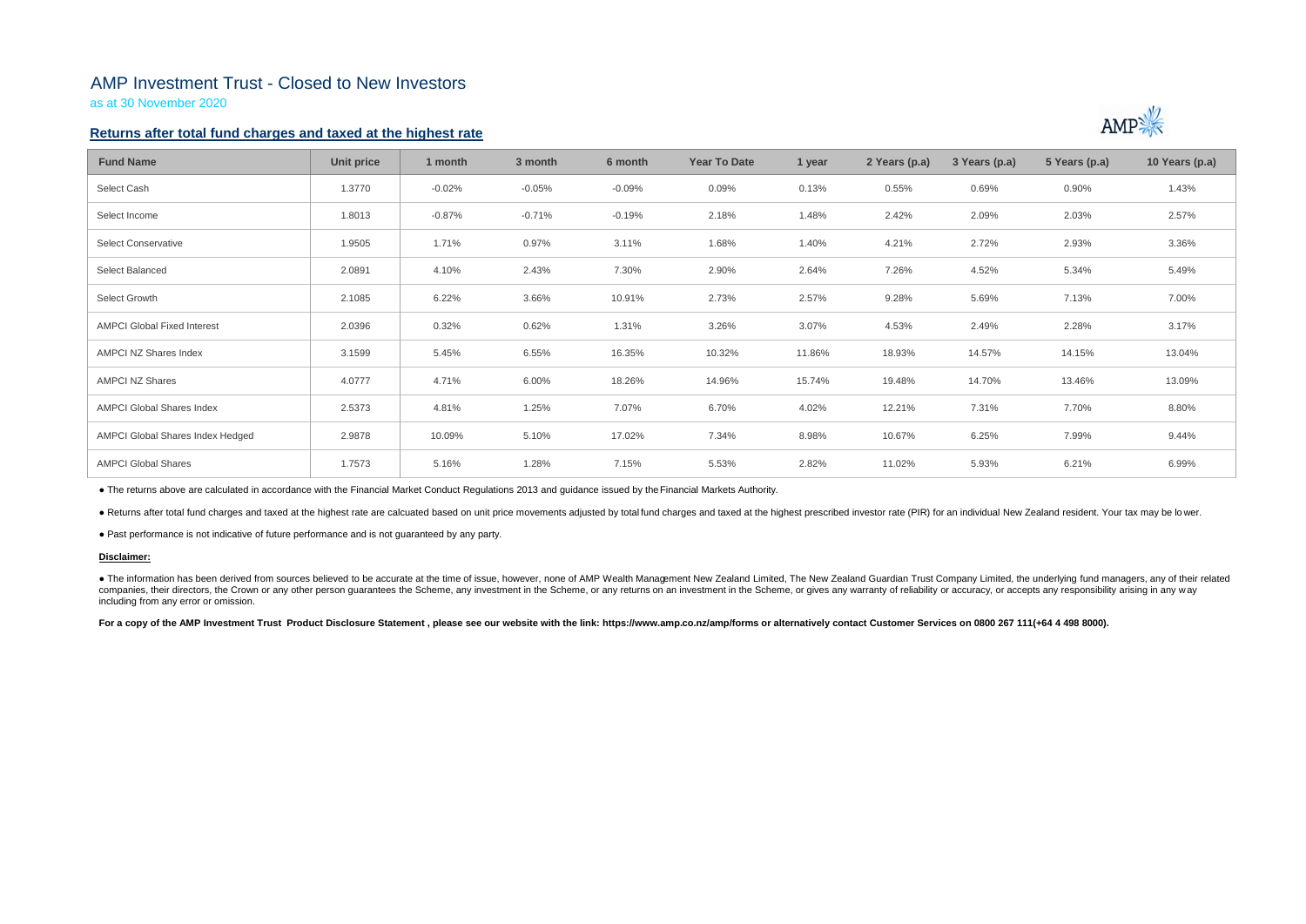# AMP Investment Trust - Closed to New Investors

as at 30 November 2020

## Returns after total fund charges and taxed at the highest rate

| Fund Name | Unit price | 1 month | 3 month | 6 month | Year To Date | 1 year | 2 Years (p.a) | 3 Years (p.a) | 5 Years (p.a) | 10 Years (p.a) |
|---|---|---|---|---|---|---|---|---|---|---|
| Select Cash | 1.3770 | -0.02% | -0.05% | -0.09% | 0.09% | 0.13% | 0.55% | 0.69% | 0.90% | 1.43% |
| Select Income | 1.8013 | -0.87% | -0.71% | -0.19% | 2.18% | 1.48% | 2.42% | 2.09% | 2.03% | 2.57% |
| Select Conservative | 1.9505 | 1.71% | 0.97% | 3.11% | 1.68% | 1.40% | 4.21% | 2.72% | 2.93% | 3.36% |
| Select Balanced | 2.0891 | 4.10% | 2.43% | 7.30% | 2.90% | 2.64% | 7.26% | 4.52% | 5.34% | 5.49% |
| Select Growth | 2.1085 | 6.22% | 3.66% | 10.91% | 2.73% | 2.57% | 9.28% | 5.69% | 7.13% | 7.00% |
| AMPCI Global Fixed Interest | 2.0396 | 0.32% | 0.62% | 1.31% | 3.26% | 3.07% | 4.53% | 2.49% | 2.28% | 3.17% |
| AMPCI NZ Shares Index | 3.1599 | 5.45% | 6.55% | 16.35% | 10.32% | 11.86% | 18.93% | 14.57% | 14.15% | 13.04% |
| AMPCI NZ Shares | 4.0777 | 4.71% | 6.00% | 18.26% | 14.96% | 15.74% | 19.48% | 14.70% | 13.46% | 13.09% |
| AMPCI Global Shares Index | 2.5373 | 4.81% | 1.25% | 7.07% | 6.70% | 4.02% | 12.21% | 7.31% | 7.70% | 8.80% |
| AMPCI Global Shares Index Hedged | 2.9878 | 10.09% | 5.10% | 17.02% | 7.34% | 8.98% | 10.67% | 6.25% | 7.99% | 9.44% |
| AMPCI Global Shares | 1.7573 | 5.16% | 1.28% | 7.15% | 5.53% | 2.82% | 11.02% | 5.93% | 6.21% | 6.99% |

● The returns above are calculated in accordance with the Financial Market Conduct Regulations 2013 and guidance issued by the Financial Markets Authority.

● Returns after total fund charges and taxed at the highest rate are calcuated based on unit price movements adjusted by total fund charges and taxed at the highest prescribed investor rate (PIR) for an individual New Zealand resident. Your tax may be lower.

● Past performance is not indicative of future performance and is not guaranteed by any party.

**Disclaimer:**

● The information has been derived from sources believed to be accurate at the time of issue, however, none of AMP Wealth Management New Zealand Limited, The New Zealand Guardian Trust Company Limited, the underlying fund managers, any of their related companies, their directors, the Crown or any other person guarantees the Scheme, any investment in the Scheme, or any returns on an investment in the Scheme, or gives any warranty of reliability or accuracy, or accepts any responsibility arising in any way including from any error or omission.

**For a copy of the AMP Investment Trust Product Disclosure Statement , please see our website with the link: https://www.amp.co.nz/amp/forms or alternatively contact Customer Services on 0800 267 111(+64 4 498 8000).**